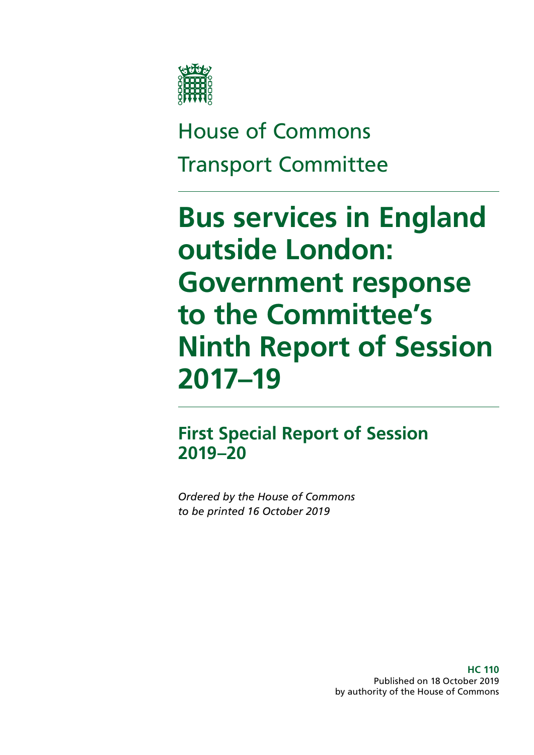House of Commons

Transport Committee

# Bus services in England outside London: Government response to the Committee's Ninth Report of Session 2017–19

## First Special Report of Session 2019–20

*Ordered by the House of Commons to be printed 16 October 2019*

**HC 110**
Published on 18 October 2019
by authority of the House of Commons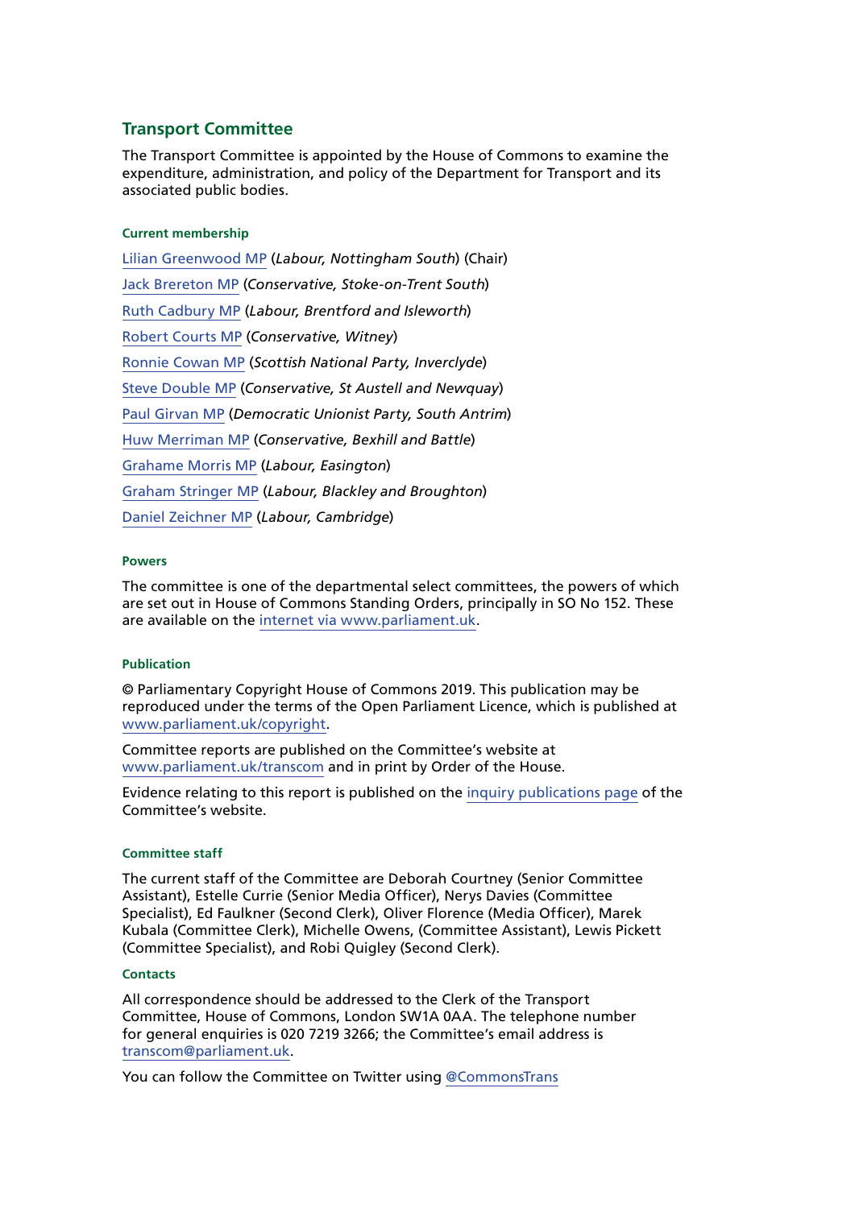## Transport Committee

The Transport Committee is appointed by the House of Commons to examine the expenditure, administration, and policy of the Department for Transport and its associated public bodies.

### Current membership

Lilian Greenwood MP (*Labour, Nottingham South*) (Chair)

Jack Brereton MP (*Conservative, Stoke-on-Trent South*)

Ruth Cadbury MP (*Labour, Brentford and Isleworth*)

Robert Courts MP (*Conservative, Witney*)

Ronnie Cowan MP (*Scottish National Party, Inverclyde*)

Steve Double MP (*Conservative, St Austell and Newquay*)

Paul Girvan MP (*Democratic Unionist Party, South Antrim*)

Huw Merriman MP (*Conservative, Bexhill and Battle*)

Grahame Morris MP (*Labour, Easington*)

Graham Stringer MP (*Labour, Blackley and Broughton*)

Daniel Zeichner MP (*Labour, Cambridge*)

### Powers

The committee is one of the departmental select committees, the powers of which are set out in House of Commons Standing Orders, principally in SO No 152. These are available on the internet via www.parliament.uk.

### Publication

© Parliamentary Copyright House of Commons 2019. This publication may be reproduced under the terms of the Open Parliament Licence, which is published at www.parliament.uk/copyright.

Committee reports are published on the Committee's website at www.parliament.uk/transcom and in print by Order of the House.

Evidence relating to this report is published on the inquiry publications page of the Committee's website.

### Committee staff

The current staff of the Committee are Deborah Courtney (Senior Committee Assistant), Estelle Currie (Senior Media Officer), Nerys Davies (Committee Specialist), Ed Faulkner (Second Clerk), Oliver Florence (Media Officer), Marek Kubala (Committee Clerk), Michelle Owens, (Committee Assistant), Lewis Pickett (Committee Specialist), and Robi Quigley (Second Clerk).

### Contacts

All correspondence should be addressed to the Clerk of the Transport Committee, House of Commons, London SW1A 0AA. The telephone number for general enquiries is 020 7219 3266; the Committee's email address is transcom@parliament.uk.

You can follow the Committee on Twitter using @CommonsTrans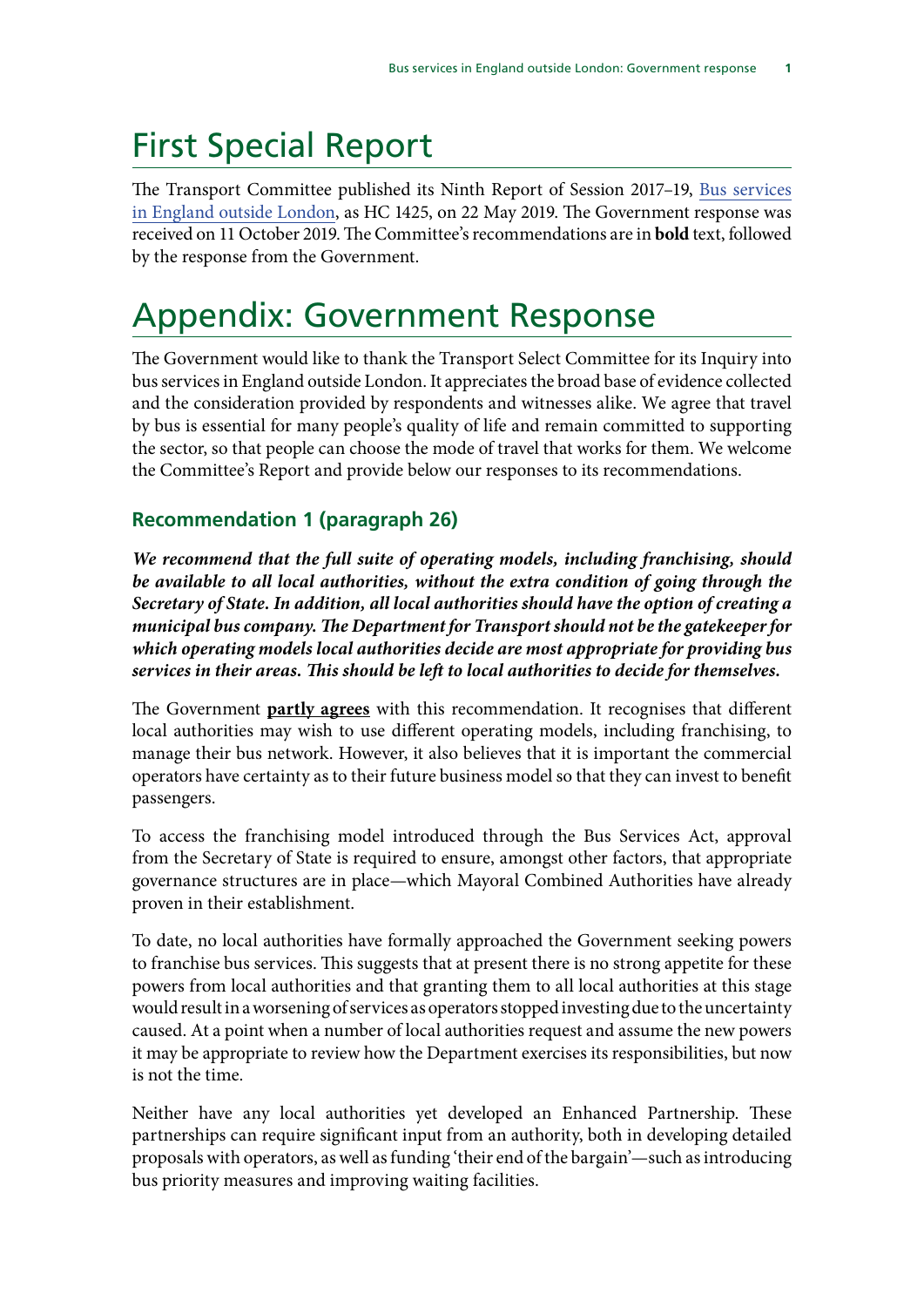# First Special Report

The Transport Committee published its Ninth Report of Session 2017–19, Bus services in England outside London, as HC 1425, on 22 May 2019. The Government response was received on 11 October 2019. The Committee's recommendations are in **bold** text, followed by the response from the Government.

# Appendix: Government Response

The Government would like to thank the Transport Select Committee for its Inquiry into bus services in England outside London. It appreciates the broad base of evidence collected and the consideration provided by respondents and witnesses alike. We agree that travel by bus is essential for many people's quality of life and remain committed to supporting the sector, so that people can choose the mode of travel that works for them. We welcome the Committee's Report and provide below our responses to its recommendations.

### Recommendation 1 (paragraph 26)

***We recommend that the full suite of operating models, including franchising, should be available to all local authorities, without the extra condition of going through the Secretary of State. In addition, all local authorities should have the option of creating a municipal bus company. The Department for Transport should not be the gatekeeper for which operating models local authorities decide are most appropriate for providing bus services in their areas. This should be left to local authorities to decide for themselves.***

The Government **partly agrees** with this recommendation. It recognises that different local authorities may wish to use different operating models, including franchising, to manage their bus network. However, it also believes that it is important the commercial operators have certainty as to their future business model so that they can invest to benefit passengers.

To access the franchising model introduced through the Bus Services Act, approval from the Secretary of State is required to ensure, amongst other factors, that appropriate governance structures are in place—which Mayoral Combined Authorities have already proven in their establishment.

To date, no local authorities have formally approached the Government seeking powers to franchise bus services. This suggests that at present there is no strong appetite for these powers from local authorities and that granting them to all local authorities at this stage would result in a worsening of services as operators stopped investing due to the uncertainty caused. At a point when a number of local authorities request and assume the new powers it may be appropriate to review how the Department exercises its responsibilities, but now is not the time.

Neither have any local authorities yet developed an Enhanced Partnership. These partnerships can require significant input from an authority, both in developing detailed proposals with operators, as well as funding 'their end of the bargain'—such as introducing bus priority measures and improving waiting facilities.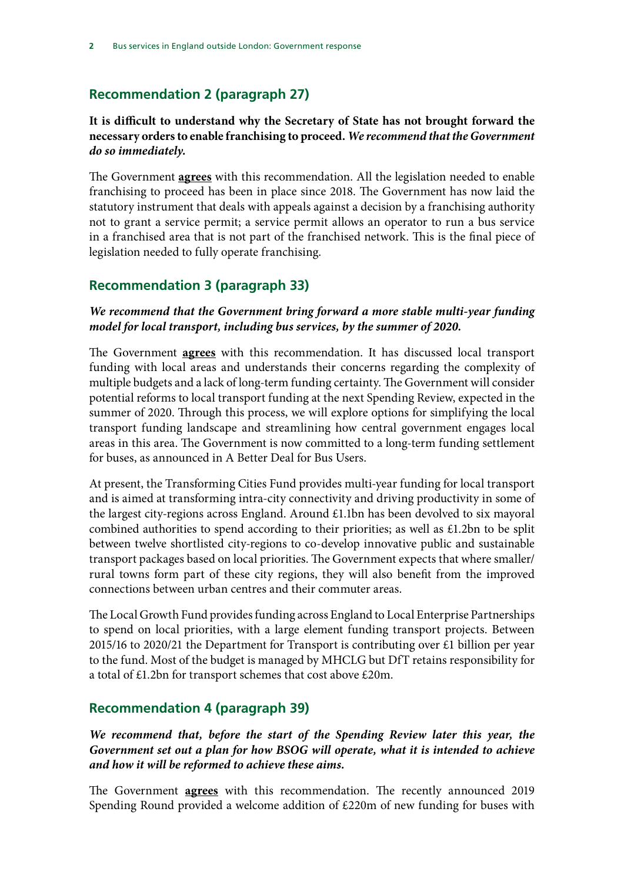## Recommendation 2 (paragraph 27)

**It is difficult to understand why the Secretary of State has not brought forward the necessary orders to enable franchising to proceed.** ***We recommend that the Government do so immediately.***

The Government **agrees** with this recommendation. All the legislation needed to enable franchising to proceed has been in place since 2018. The Government has now laid the statutory instrument that deals with appeals against a decision by a franchising authority not to grant a service permit; a service permit allows an operator to run a bus service in a franchised area that is not part of the franchised network. This is the final piece of legislation needed to fully operate franchising.

## Recommendation 3 (paragraph 33)

***We recommend that the Government bring forward a more stable multi-year funding model for local transport, including bus services, by the summer of 2020.***

The Government **agrees** with this recommendation. It has discussed local transport funding with local areas and understands their concerns regarding the complexity of multiple budgets and a lack of long-term funding certainty. The Government will consider potential reforms to local transport funding at the next Spending Review, expected in the summer of 2020. Through this process, we will explore options for simplifying the local transport funding landscape and streamlining how central government engages local areas in this area. The Government is now committed to a long-term funding settlement for buses, as announced in A Better Deal for Bus Users.

At present, the Transforming Cities Fund provides multi-year funding for local transport and is aimed at transforming intra-city connectivity and driving productivity in some of the largest city-regions across England. Around £1.1bn has been devolved to six mayoral combined authorities to spend according to their priorities; as well as £1.2bn to be split between twelve shortlisted city-regions to co-develop innovative public and sustainable transport packages based on local priorities. The Government expects that where smaller/rural towns form part of these city regions, they will also benefit from the improved connections between urban centres and their commuter areas.

The Local Growth Fund provides funding across England to Local Enterprise Partnerships to spend on local priorities, with a large element funding transport projects. Between 2015/16 to 2020/21 the Department for Transport is contributing over £1 billion per year to the fund. Most of the budget is managed by MHCLG but DfT retains responsibility for a total of £1.2bn for transport schemes that cost above £20m.

## Recommendation 4 (paragraph 39)

***We recommend that, before the start of the Spending Review later this year, the Government set out a plan for how BSOG will operate, what it is intended to achieve and how it will be reformed to achieve these aims.***

The Government **agrees** with this recommendation. The recently announced 2019 Spending Round provided a welcome addition of £220m of new funding for buses with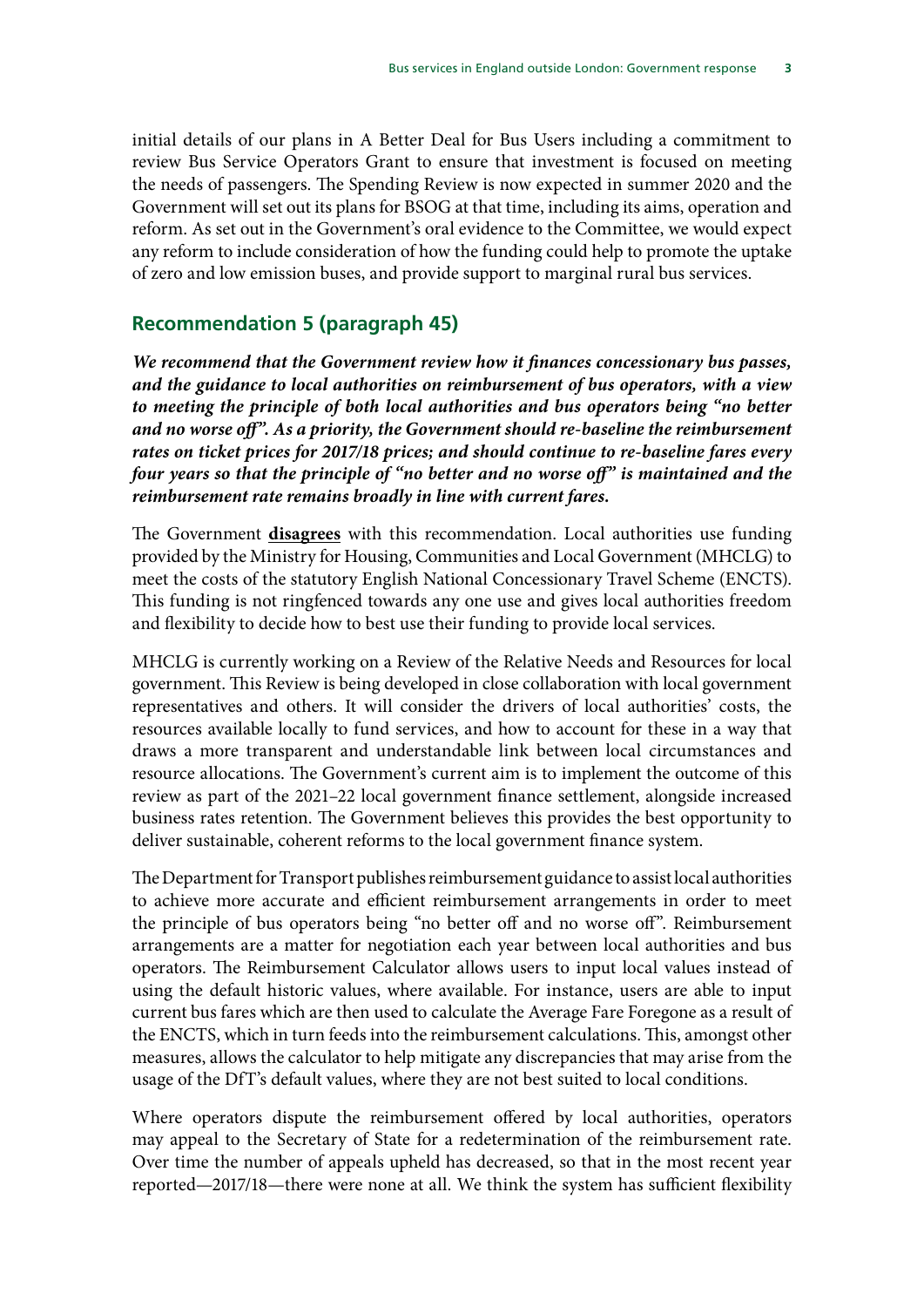initial details of our plans in A Better Deal for Bus Users including a commitment to review Bus Service Operators Grant to ensure that investment is focused on meeting the needs of passengers. The Spending Review is now expected in summer 2020 and the Government will set out its plans for BSOG at that time, including its aims, operation and reform. As set out in the Government's oral evidence to the Committee, we would expect any reform to include consideration of how the funding could help to promote the uptake of zero and low emission buses, and provide support to marginal rural bus services.

## Recommendation 5 (paragraph 45)

***We recommend that the Government review how it finances concessionary bus passes, and the guidance to local authorities on reimbursement of bus operators, with a view to meeting the principle of both local authorities and bus operators being "no better and no worse off". As a priority, the Government should re-baseline the reimbursement rates on ticket prices for 2017/18 prices; and should continue to re-baseline fares every four years so that the principle of "no better and no worse off" is maintained and the reimbursement rate remains broadly in line with current fares.***

The Government **disagrees** with this recommendation. Local authorities use funding provided by the Ministry for Housing, Communities and Local Government (MHCLG) to meet the costs of the statutory English National Concessionary Travel Scheme (ENCTS). This funding is not ringfenced towards any one use and gives local authorities freedom and flexibility to decide how to best use their funding to provide local services.

MHCLG is currently working on a Review of the Relative Needs and Resources for local government. This Review is being developed in close collaboration with local government representatives and others. It will consider the drivers of local authorities' costs, the resources available locally to fund services, and how to account for these in a way that draws a more transparent and understandable link between local circumstances and resource allocations. The Government's current aim is to implement the outcome of this review as part of the 2021–22 local government finance settlement, alongside increased business rates retention. The Government believes this provides the best opportunity to deliver sustainable, coherent reforms to the local government finance system.

The Department for Transport publishes reimbursement guidance to assist local authorities to achieve more accurate and efficient reimbursement arrangements in order to meet the principle of bus operators being "no better off and no worse off". Reimbursement arrangements are a matter for negotiation each year between local authorities and bus operators. The Reimbursement Calculator allows users to input local values instead of using the default historic values, where available. For instance, users are able to input current bus fares which are then used to calculate the Average Fare Foregone as a result of the ENCTS, which in turn feeds into the reimbursement calculations. This, amongst other measures, allows the calculator to help mitigate any discrepancies that may arise from the usage of the DfT's default values, where they are not best suited to local conditions.

Where operators dispute the reimbursement offered by local authorities, operators may appeal to the Secretary of State for a redetermination of the reimbursement rate. Over time the number of appeals upheld has decreased, so that in the most recent year reported—2017/18—there were none at all. We think the system has sufficient flexibility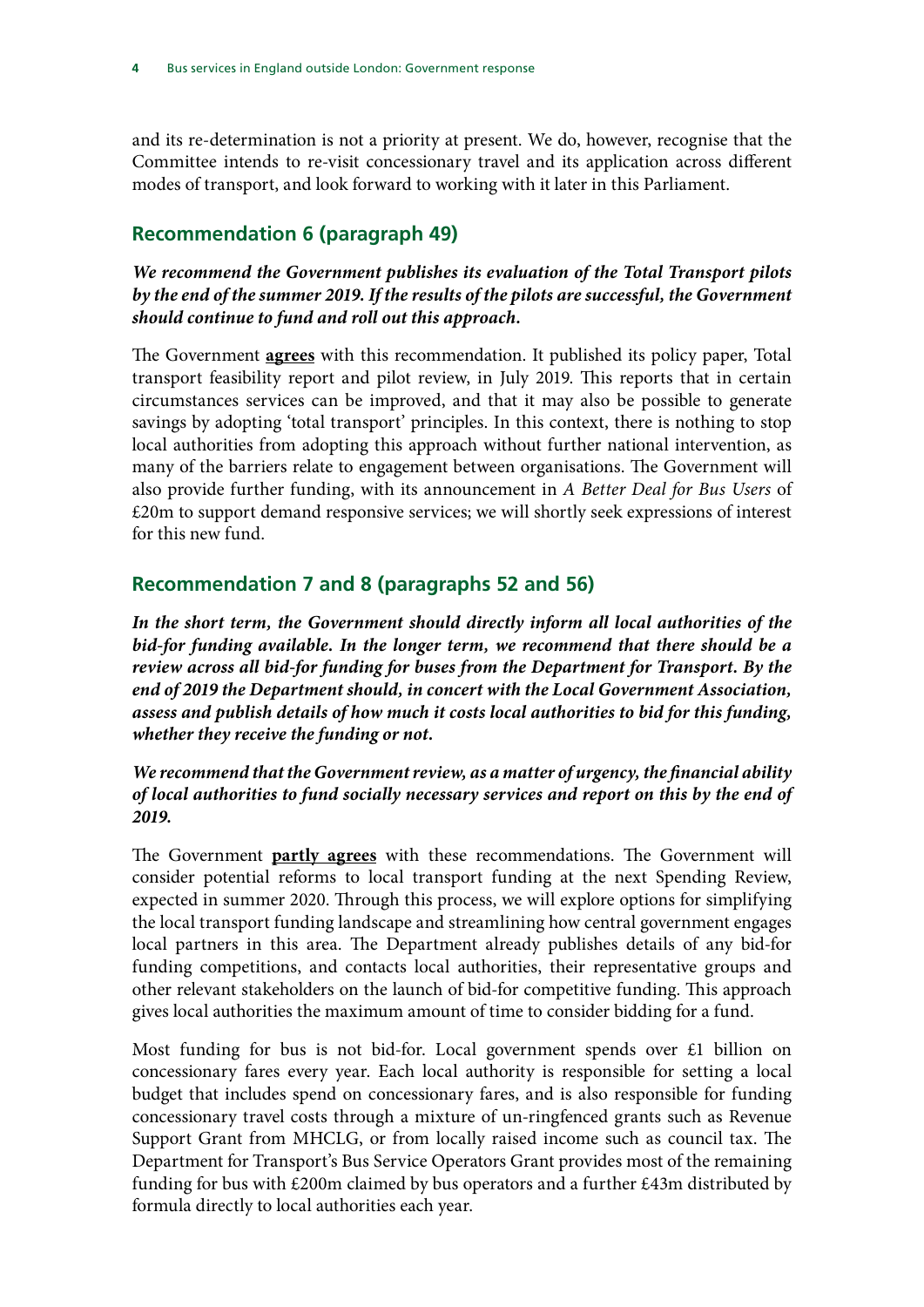and its re-determination is not a priority at present. We do, however, recognise that the Committee intends to re-visit concessionary travel and its application across different modes of transport, and look forward to working with it later in this Parliament.

## Recommendation 6 (paragraph 49)

***We recommend the Government publishes its evaluation of the Total Transport pilots by the end of the summer 2019. If the results of the pilots are successful, the Government should continue to fund and roll out this approach.***

The Government **agrees** with this recommendation. It published its policy paper, Total transport feasibility report and pilot review, in July 2019. This reports that in certain circumstances services can be improved, and that it may also be possible to generate savings by adopting 'total transport' principles. In this context, there is nothing to stop local authorities from adopting this approach without further national intervention, as many of the barriers relate to engagement between organisations. The Government will also provide further funding, with its announcement in *A Better Deal for Bus Users* of £20m to support demand responsive services; we will shortly seek expressions of interest for this new fund.

## Recommendation 7 and 8 (paragraphs 52 and 56)

***In the short term, the Government should directly inform all local authorities of the bid-for funding available. In the longer term, we recommend that there should be a review across all bid-for funding for buses from the Department for Transport. By the end of 2019 the Department should, in concert with the Local Government Association, assess and publish details of how much it costs local authorities to bid for this funding, whether they receive the funding or not.***

***We recommend that the Government review, as a matter of urgency, the financial ability of local authorities to fund socially necessary services and report on this by the end of 2019.***

The Government **partly agrees** with these recommendations. The Government will consider potential reforms to local transport funding at the next Spending Review, expected in summer 2020. Through this process, we will explore options for simplifying the local transport funding landscape and streamlining how central government engages local partners in this area. The Department already publishes details of any bid-for funding competitions, and contacts local authorities, their representative groups and other relevant stakeholders on the launch of bid-for competitive funding. This approach gives local authorities the maximum amount of time to consider bidding for a fund.

Most funding for bus is not bid-for. Local government spends over £1 billion on concessionary fares every year. Each local authority is responsible for setting a local budget that includes spend on concessionary fares, and is also responsible for funding concessionary travel costs through a mixture of un-ringfenced grants such as Revenue Support Grant from MHCLG, or from locally raised income such as council tax. The Department for Transport's Bus Service Operators Grant provides most of the remaining funding for bus with £200m claimed by bus operators and a further £43m distributed by formula directly to local authorities each year.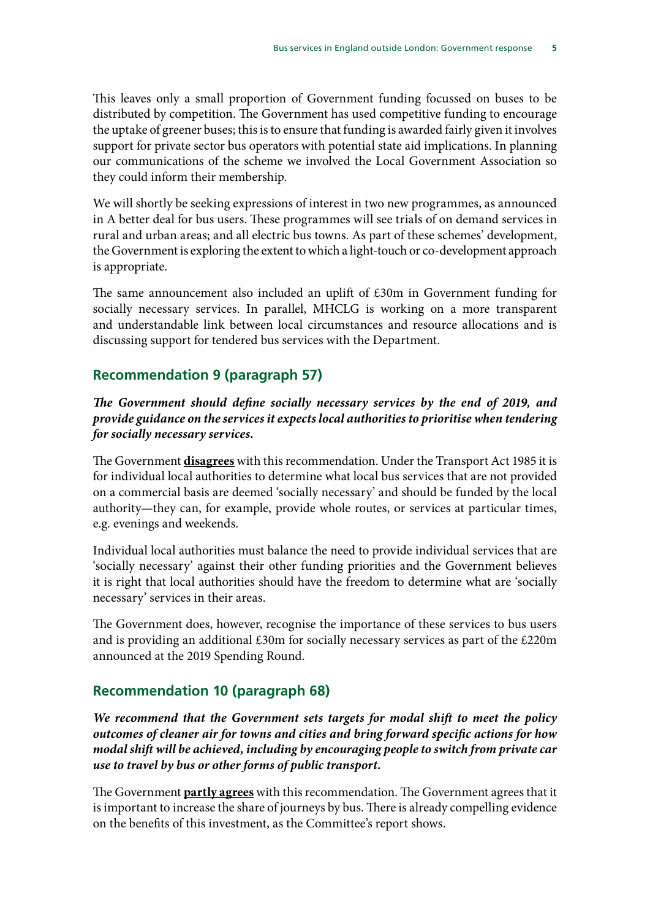This leaves only a small proportion of Government funding focussed on buses to be distributed by competition. The Government has used competitive funding to encourage the uptake of greener buses; this is to ensure that funding is awarded fairly given it involves support for private sector bus operators with potential state aid implications. In planning our communications of the scheme we involved the Local Government Association so they could inform their membership.

We will shortly be seeking expressions of interest in two new programmes, as announced in A better deal for bus users. These programmes will see trials of on demand services in rural and urban areas; and all electric bus towns. As part of these schemes' development, the Government is exploring the extent to which a light-touch or co-development approach is appropriate.

The same announcement also included an uplift of £30m in Government funding for socially necessary services. In parallel, MHCLG is working on a more transparent and understandable link between local circumstances and resource allocations and is discussing support for tendered bus services with the Department.

## Recommendation 9 (paragraph 57)

***The Government should define socially necessary services by the end of 2019, and provide guidance on the services it expects local authorities to prioritise when tendering for socially necessary services.***

The Government **disagrees** with this recommendation. Under the Transport Act 1985 it is for individual local authorities to determine what local bus services that are not provided on a commercial basis are deemed 'socially necessary' and should be funded by the local authority—they can, for example, provide whole routes, or services at particular times, e.g. evenings and weekends.

Individual local authorities must balance the need to provide individual services that are 'socially necessary' against their other funding priorities and the Government believes it is right that local authorities should have the freedom to determine what are 'socially necessary' services in their areas.

The Government does, however, recognise the importance of these services to bus users and is providing an additional £30m for socially necessary services as part of the £220m announced at the 2019 Spending Round.

## Recommendation 10 (paragraph 68)

***We recommend that the Government sets targets for modal shift to meet the policy outcomes of cleaner air for towns and cities and bring forward specific actions for how modal shift will be achieved, including by encouraging people to switch from private car use to travel by bus or other forms of public transport.***

The Government **partly agrees** with this recommendation. The Government agrees that it is important to increase the share of journeys by bus. There is already compelling evidence on the benefits of this investment, as the Committee's report shows.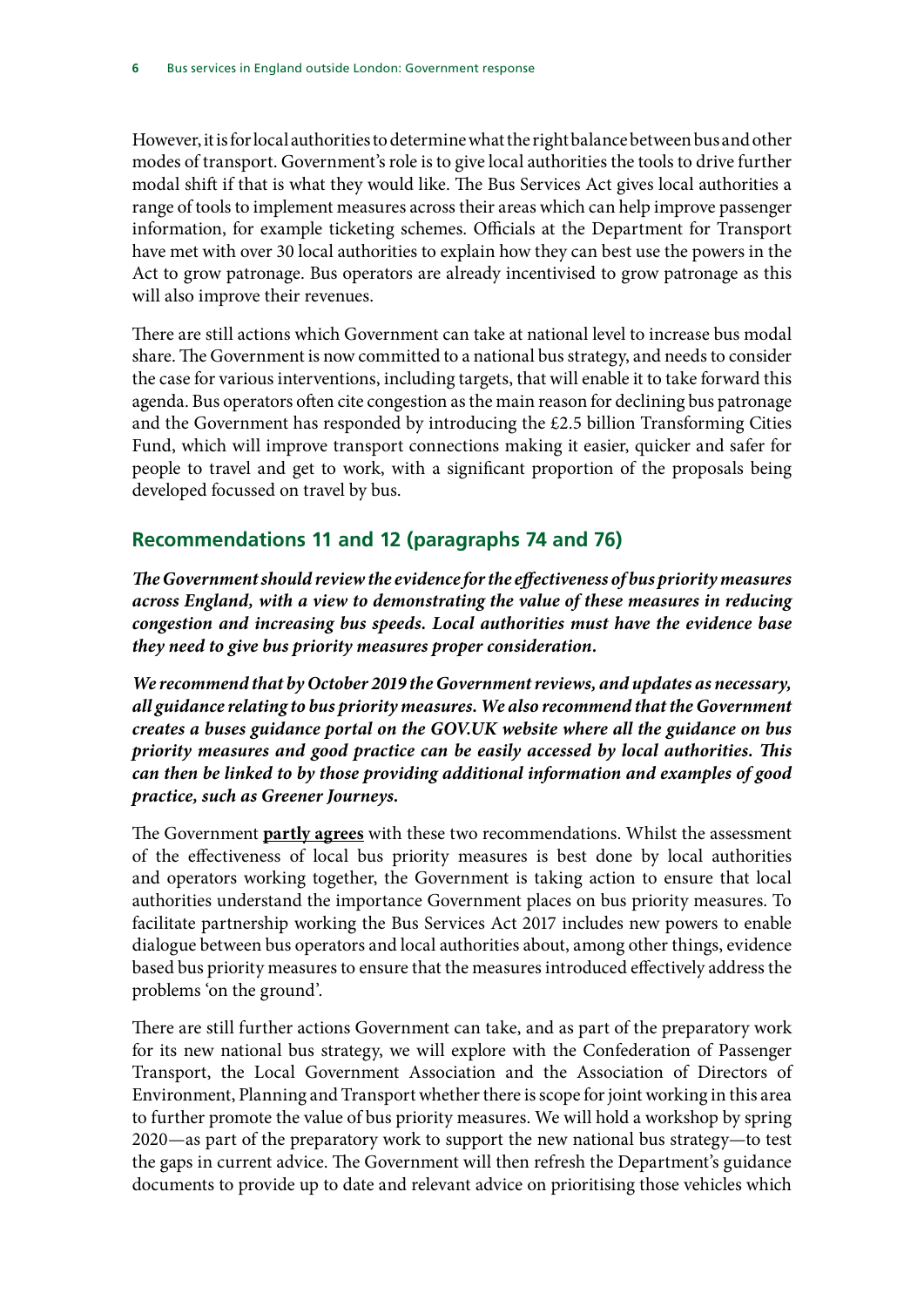However, it is for local authorities to determine what the right balance between bus and other modes of transport. Government's role is to give local authorities the tools to drive further modal shift if that is what they would like. The Bus Services Act gives local authorities a range of tools to implement measures across their areas which can help improve passenger information, for example ticketing schemes. Officials at the Department for Transport have met with over 30 local authorities to explain how they can best use the powers in the Act to grow patronage. Bus operators are already incentivised to grow patronage as this will also improve their revenues.

There are still actions which Government can take at national level to increase bus modal share. The Government is now committed to a national bus strategy, and needs to consider the case for various interventions, including targets, that will enable it to take forward this agenda. Bus operators often cite congestion as the main reason for declining bus patronage and the Government has responded by introducing the £2.5 billion Transforming Cities Fund, which will improve transport connections making it easier, quicker and safer for people to travel and get to work, with a significant proportion of the proposals being developed focussed on travel by bus.

## Recommendations 11 and 12 (paragraphs 74 and 76)

***The Government should review the evidence for the effectiveness of bus priority measures across England, with a view to demonstrating the value of these measures in reducing congestion and increasing bus speeds. Local authorities must have the evidence base they need to give bus priority measures proper consideration.***

***We recommend that by October 2019 the Government reviews, and updates as necessary, all guidance relating to bus priority measures. We also recommend that the Government creates a buses guidance portal on the GOV.UK website where all the guidance on bus priority measures and good practice can be easily accessed by local authorities. This can then be linked to by those providing additional information and examples of good practice, such as Greener Journeys.***

The Government **partly agrees** with these two recommendations. Whilst the assessment of the effectiveness of local bus priority measures is best done by local authorities and operators working together, the Government is taking action to ensure that local authorities understand the importance Government places on bus priority measures. To facilitate partnership working the Bus Services Act 2017 includes new powers to enable dialogue between bus operators and local authorities about, among other things, evidence based bus priority measures to ensure that the measures introduced effectively address the problems 'on the ground'.

There are still further actions Government can take, and as part of the preparatory work for its new national bus strategy, we will explore with the Confederation of Passenger Transport, the Local Government Association and the Association of Directors of Environment, Planning and Transport whether there is scope for joint working in this area to further promote the value of bus priority measures. We will hold a workshop by spring 2020—as part of the preparatory work to support the new national bus strategy—to test the gaps in current advice. The Government will then refresh the Department's guidance documents to provide up to date and relevant advice on prioritising those vehicles which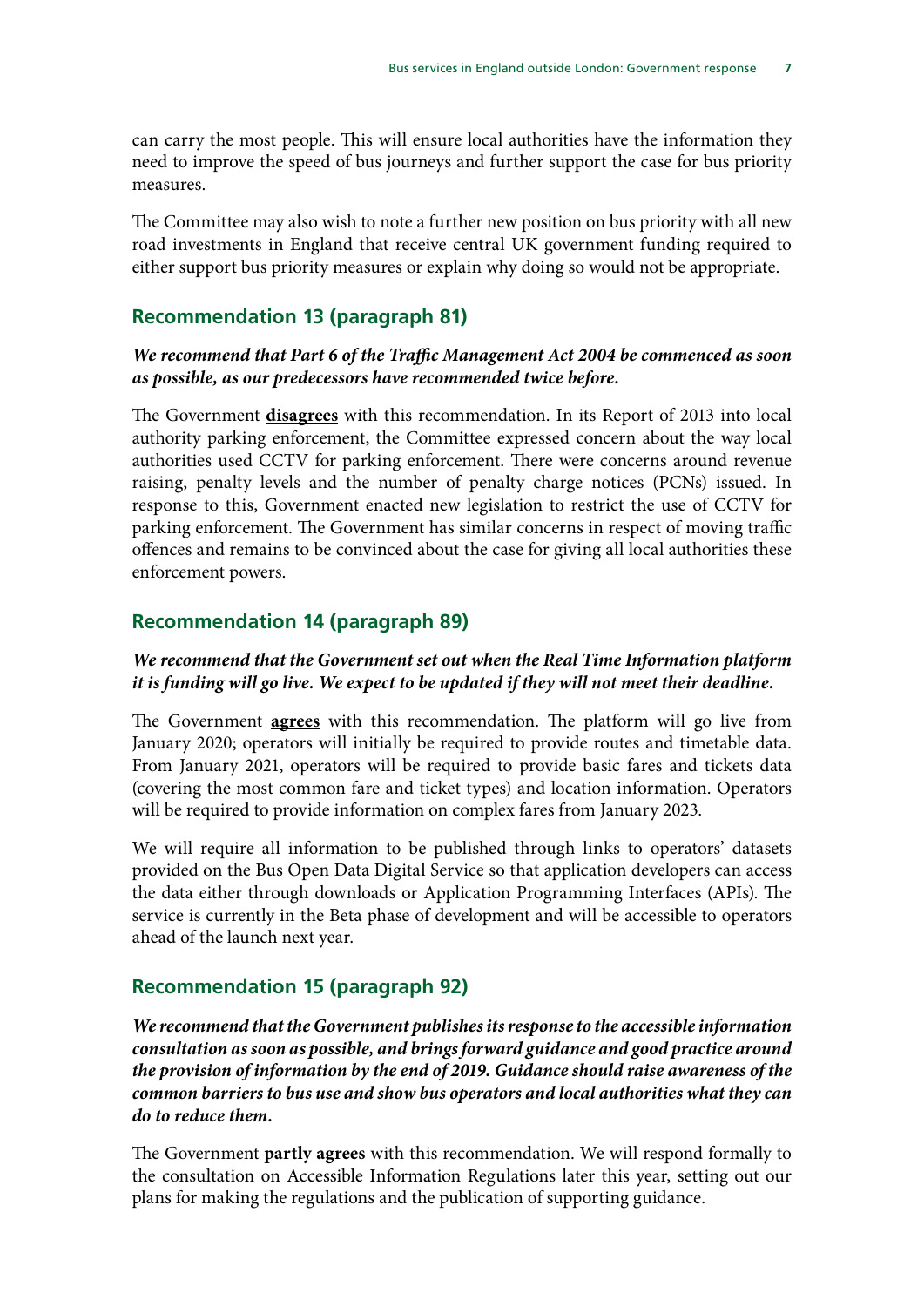can carry the most people. This will ensure local authorities have the information they need to improve the speed of bus journeys and further support the case for bus priority measures.

The Committee may also wish to note a further new position on bus priority with all new road investments in England that receive central UK government funding required to either support bus priority measures or explain why doing so would not be appropriate.

## Recommendation 13 (paragraph 81)

***We recommend that Part 6 of the Traffic Management Act 2004 be commenced as soon as possible, as our predecessors have recommended twice before.***

The Government **disagrees** with this recommendation. In its Report of 2013 into local authority parking enforcement, the Committee expressed concern about the way local authorities used CCTV for parking enforcement. There were concerns around revenue raising, penalty levels and the number of penalty charge notices (PCNs) issued. In response to this, Government enacted new legislation to restrict the use of CCTV for parking enforcement. The Government has similar concerns in respect of moving traffic offences and remains to be convinced about the case for giving all local authorities these enforcement powers.

## Recommendation 14 (paragraph 89)

***We recommend that the Government set out when the Real Time Information platform it is funding will go live. We expect to be updated if they will not meet their deadline.***

The Government **agrees** with this recommendation. The platform will go live from January 2020; operators will initially be required to provide routes and timetable data. From January 2021, operators will be required to provide basic fares and tickets data (covering the most common fare and ticket types) and location information. Operators will be required to provide information on complex fares from January 2023.

We will require all information to be published through links to operators' datasets provided on the Bus Open Data Digital Service so that application developers can access the data either through downloads or Application Programming Interfaces (APIs). The service is currently in the Beta phase of development and will be accessible to operators ahead of the launch next year.

## Recommendation 15 (paragraph 92)

***We recommend that the Government publishes its response to the accessible information consultation as soon as possible, and brings forward guidance and good practice around the provision of information by the end of 2019. Guidance should raise awareness of the common barriers to bus use and show bus operators and local authorities what they can do to reduce them.***

The Government **partly agrees** with this recommendation. We will respond formally to the consultation on Accessible Information Regulations later this year, setting out our plans for making the regulations and the publication of supporting guidance.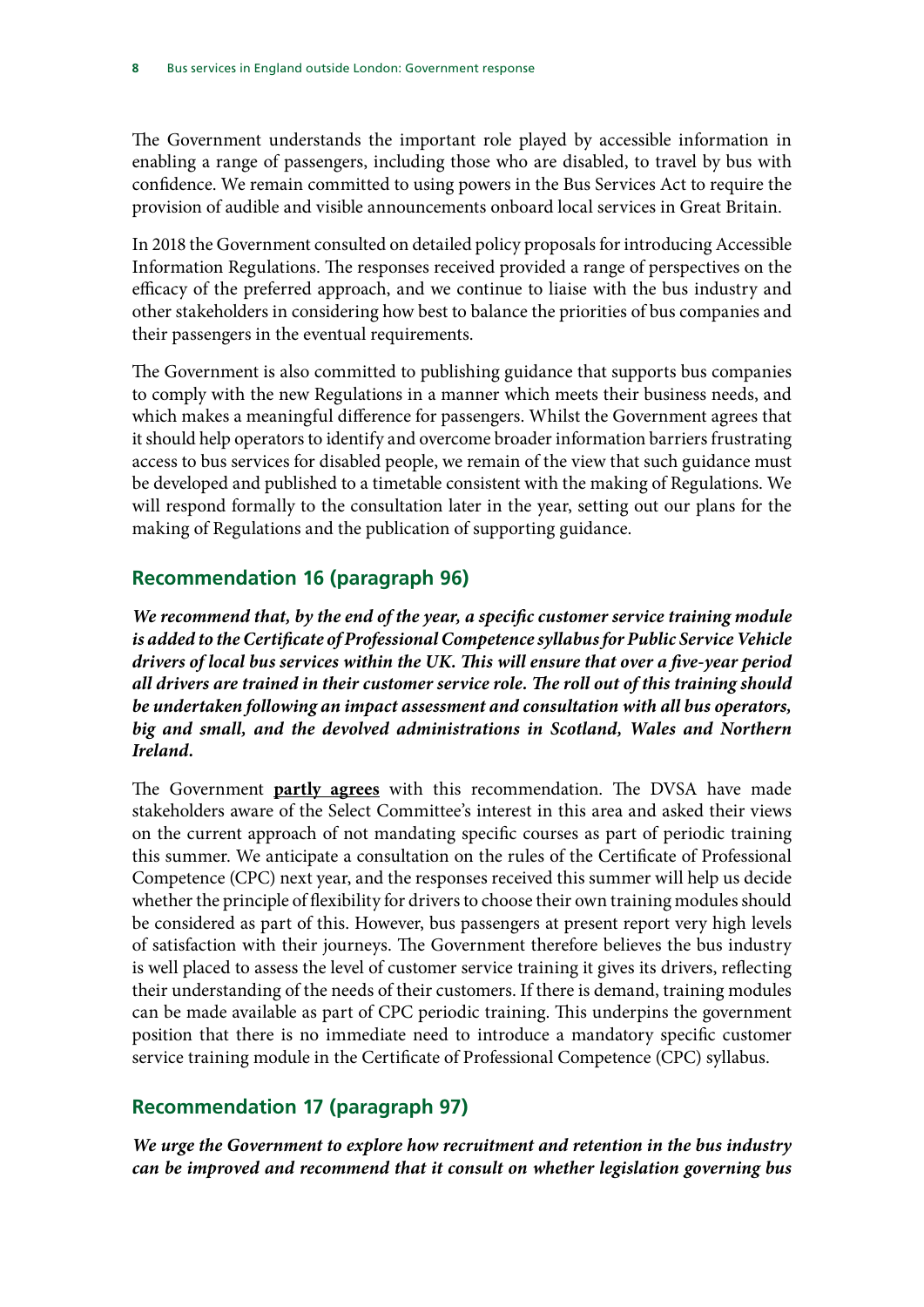The Government understands the important role played by accessible information in enabling a range of passengers, including those who are disabled, to travel by bus with confidence. We remain committed to using powers in the Bus Services Act to require the provision of audible and visible announcements onboard local services in Great Britain.

In 2018 the Government consulted on detailed policy proposals for introducing Accessible Information Regulations. The responses received provided a range of perspectives on the efficacy of the preferred approach, and we continue to liaise with the bus industry and other stakeholders in considering how best to balance the priorities of bus companies and their passengers in the eventual requirements.

The Government is also committed to publishing guidance that supports bus companies to comply with the new Regulations in a manner which meets their business needs, and which makes a meaningful difference for passengers. Whilst the Government agrees that it should help operators to identify and overcome broader information barriers frustrating access to bus services for disabled people, we remain of the view that such guidance must be developed and published to a timetable consistent with the making of Regulations. We will respond formally to the consultation later in the year, setting out our plans for the making of Regulations and the publication of supporting guidance.

## Recommendation 16 (paragraph 96)

***We recommend that, by the end of the year, a specific customer service training module is added to the Certificate of Professional Competence syllabus for Public Service Vehicle drivers of local bus services within the UK. This will ensure that over a five-year period all drivers are trained in their customer service role. The roll out of this training should be undertaken following an impact assessment and consultation with all bus operators, big and small, and the devolved administrations in Scotland, Wales and Northern Ireland.***

The Government **partly agrees** with this recommendation. The DVSA have made stakeholders aware of the Select Committee's interest in this area and asked their views on the current approach of not mandating specific courses as part of periodic training this summer. We anticipate a consultation on the rules of the Certificate of Professional Competence (CPC) next year, and the responses received this summer will help us decide whether the principle of flexibility for drivers to choose their own training modules should be considered as part of this. However, bus passengers at present report very high levels of satisfaction with their journeys. The Government therefore believes the bus industry is well placed to assess the level of customer service training it gives its drivers, reflecting their understanding of the needs of their customers. If there is demand, training modules can be made available as part of CPC periodic training. This underpins the government position that there is no immediate need to introduce a mandatory specific customer service training module in the Certificate of Professional Competence (CPC) syllabus.

## Recommendation 17 (paragraph 97)

***We urge the Government to explore how recruitment and retention in the bus industry can be improved and recommend that it consult on whether legislation governing bus***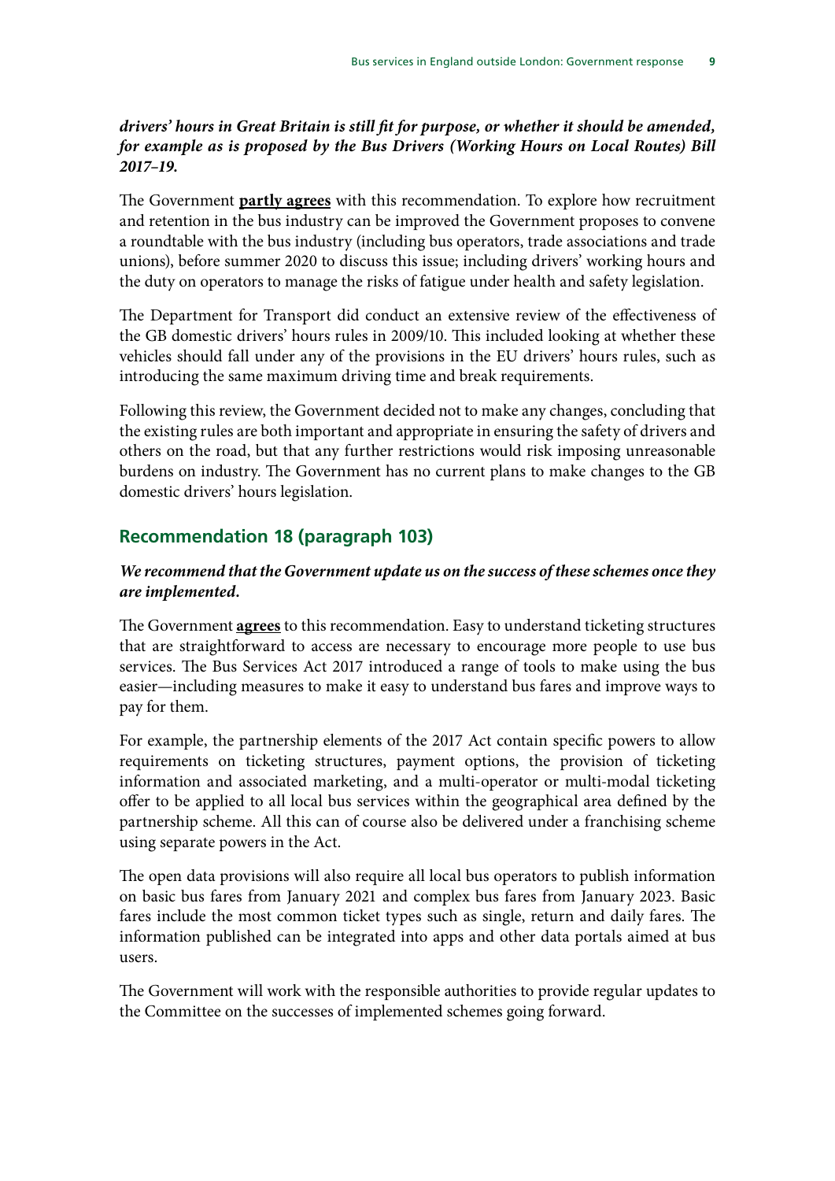***drivers' hours in Great Britain is still fit for purpose, or whether it should be amended, for example as is proposed by the Bus Drivers (Working Hours on Local Routes) Bill 2017–19.***

The Government **partly agrees** with this recommendation. To explore how recruitment and retention in the bus industry can be improved the Government proposes to convene a roundtable with the bus industry (including bus operators, trade associations and trade unions), before summer 2020 to discuss this issue; including drivers' working hours and the duty on operators to manage the risks of fatigue under health and safety legislation.

The Department for Transport did conduct an extensive review of the effectiveness of the GB domestic drivers' hours rules in 2009/10. This included looking at whether these vehicles should fall under any of the provisions in the EU drivers' hours rules, such as introducing the same maximum driving time and break requirements.

Following this review, the Government decided not to make any changes, concluding that the existing rules are both important and appropriate in ensuring the safety of drivers and others on the road, but that any further restrictions would risk imposing unreasonable burdens on industry. The Government has no current plans to make changes to the GB domestic drivers' hours legislation.

## Recommendation 18 (paragraph 103)

***We recommend that the Government update us on the success of these schemes once they are implemented.***

The Government **agrees** to this recommendation. Easy to understand ticketing structures that are straightforward to access are necessary to encourage more people to use bus services. The Bus Services Act 2017 introduced a range of tools to make using the bus easier—including measures to make it easy to understand bus fares and improve ways to pay for them.

For example, the partnership elements of the 2017 Act contain specific powers to allow requirements on ticketing structures, payment options, the provision of ticketing information and associated marketing, and a multi-operator or multi-modal ticketing offer to be applied to all local bus services within the geographical area defined by the partnership scheme. All this can of course also be delivered under a franchising scheme using separate powers in the Act.

The open data provisions will also require all local bus operators to publish information on basic bus fares from January 2021 and complex bus fares from January 2023. Basic fares include the most common ticket types such as single, return and daily fares. The information published can be integrated into apps and other data portals aimed at bus users.

The Government will work with the responsible authorities to provide regular updates to the Committee on the successes of implemented schemes going forward.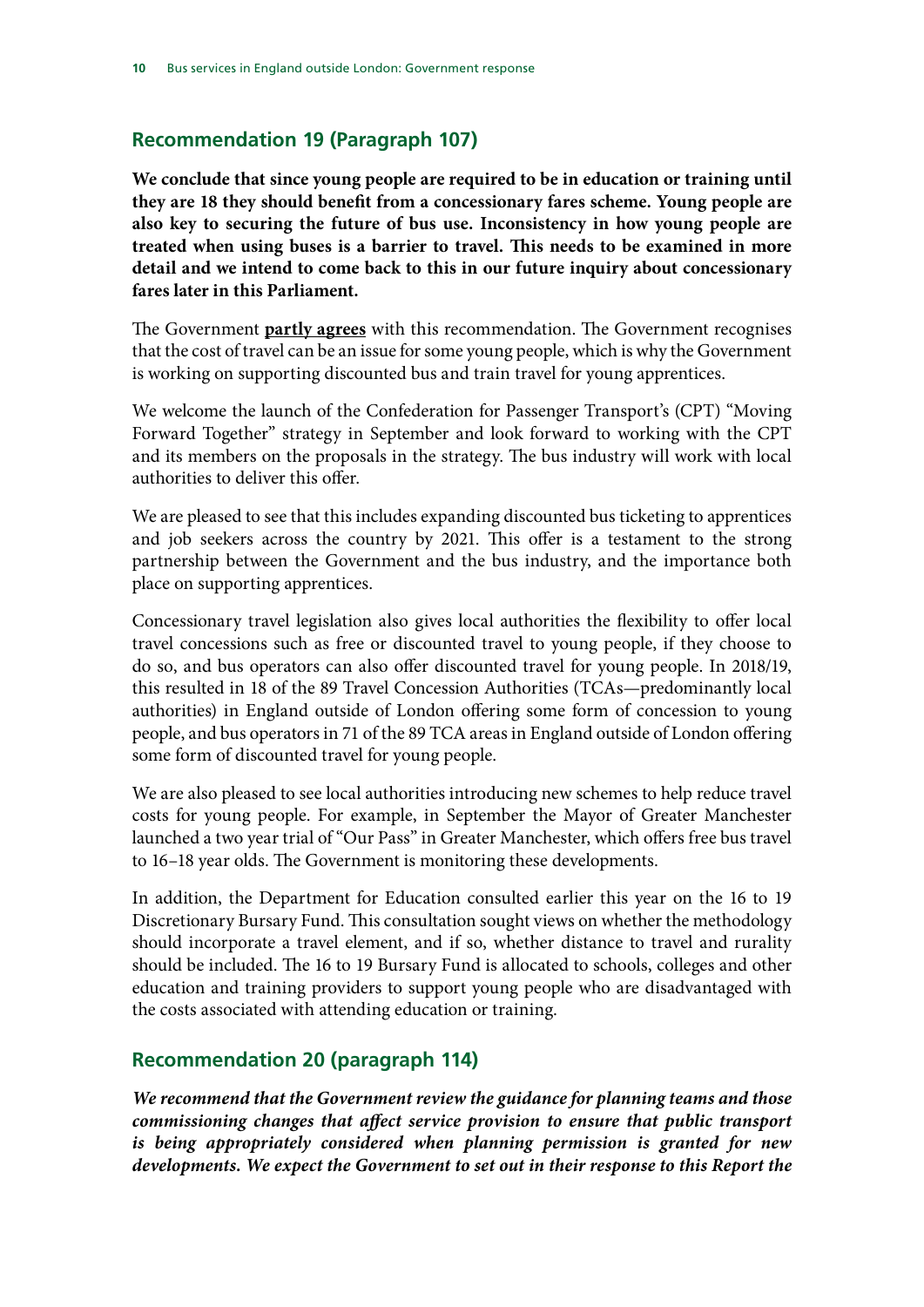## Recommendation 19 (Paragraph 107)

**We conclude that since young people are required to be in education or training until they are 18 they should benefit from a concessionary fares scheme. Young people are also key to securing the future of bus use. Inconsistency in how young people are treated when using buses is a barrier to travel. This needs to be examined in more detail and we intend to come back to this in our future inquiry about concessionary fares later in this Parliament.**

The Government **partly agrees** with this recommendation. The Government recognises that the cost of travel can be an issue for some young people, which is why the Government is working on supporting discounted bus and train travel for young apprentices.

We welcome the launch of the Confederation for Passenger Transport's (CPT) "Moving Forward Together" strategy in September and look forward to working with the CPT and its members on the proposals in the strategy. The bus industry will work with local authorities to deliver this offer.

We are pleased to see that this includes expanding discounted bus ticketing to apprentices and job seekers across the country by 2021. This offer is a testament to the strong partnership between the Government and the bus industry, and the importance both place on supporting apprentices.

Concessionary travel legislation also gives local authorities the flexibility to offer local travel concessions such as free or discounted travel to young people, if they choose to do so, and bus operators can also offer discounted travel for young people. In 2018/19, this resulted in 18 of the 89 Travel Concession Authorities (TCAs—predominantly local authorities) in England outside of London offering some form of concession to young people, and bus operators in 71 of the 89 TCA areas in England outside of London offering some form of discounted travel for young people.

We are also pleased to see local authorities introducing new schemes to help reduce travel costs for young people. For example, in September the Mayor of Greater Manchester launched a two year trial of "Our Pass" in Greater Manchester, which offers free bus travel to 16–18 year olds. The Government is monitoring these developments.

In addition, the Department for Education consulted earlier this year on the 16 to 19 Discretionary Bursary Fund. This consultation sought views on whether the methodology should incorporate a travel element, and if so, whether distance to travel and rurality should be included. The 16 to 19 Bursary Fund is allocated to schools, colleges and other education and training providers to support young people who are disadvantaged with the costs associated with attending education or training.

## Recommendation 20 (paragraph 114)

***We recommend that the Government review the guidance for planning teams and those commissioning changes that affect service provision to ensure that public transport is being appropriately considered when planning permission is granted for new developments. We expect the Government to set out in their response to this Report the***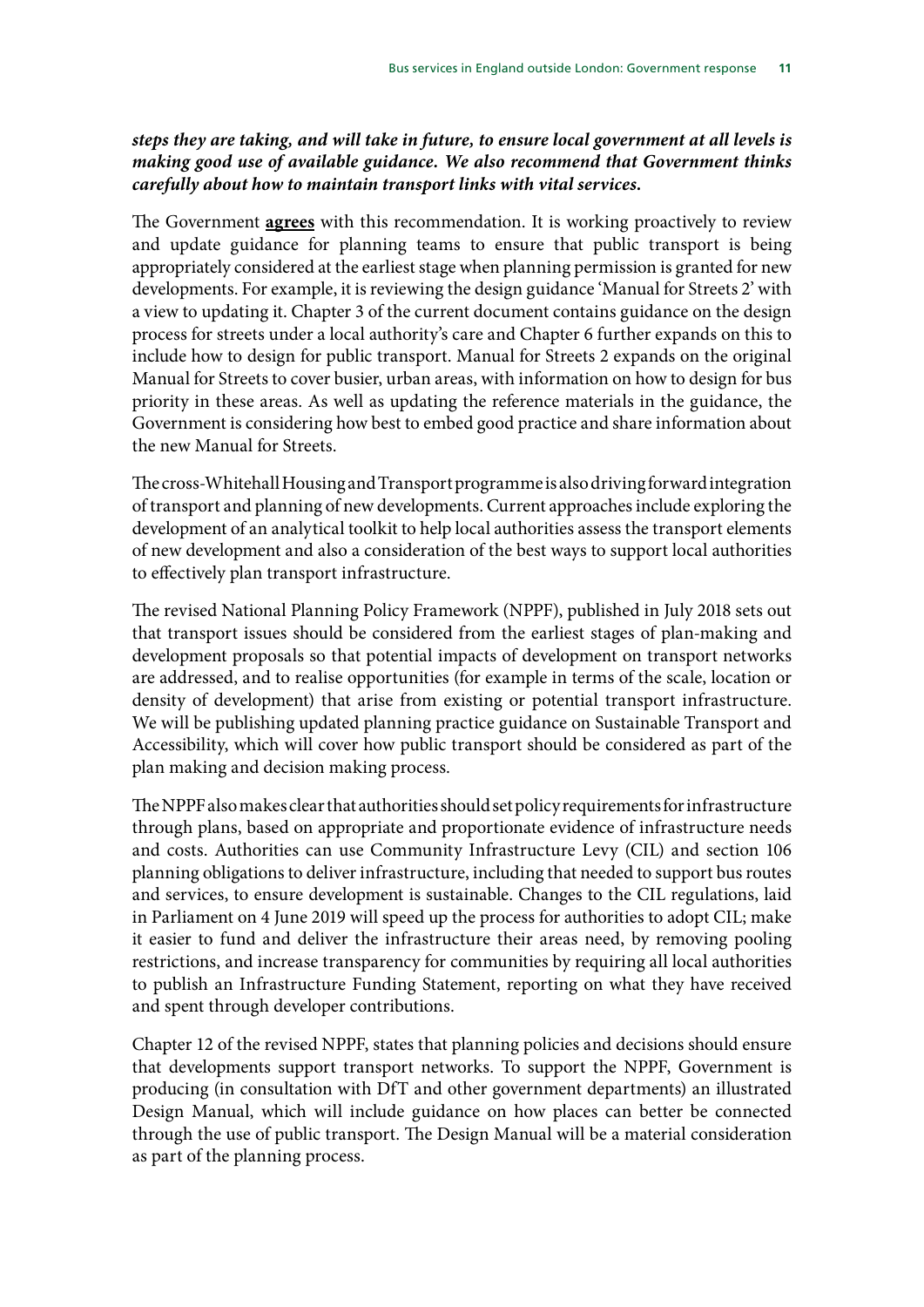***steps they are taking, and will take in future, to ensure local government at all levels is making good use of available guidance. We also recommend that Government thinks carefully about how to maintain transport links with vital services.***

The Government **agrees** with this recommendation. It is working proactively to review and update guidance for planning teams to ensure that public transport is being appropriately considered at the earliest stage when planning permission is granted for new developments. For example, it is reviewing the design guidance 'Manual for Streets 2' with a view to updating it. Chapter 3 of the current document contains guidance on the design process for streets under a local authority's care and Chapter 6 further expands on this to include how to design for public transport. Manual for Streets 2 expands on the original Manual for Streets to cover busier, urban areas, with information on how to design for bus priority in these areas. As well as updating the reference materials in the guidance, the Government is considering how best to embed good practice and share information about the new Manual for Streets.

The cross-Whitehall Housing and Transport programme is also driving forward integration of transport and planning of new developments. Current approaches include exploring the development of an analytical toolkit to help local authorities assess the transport elements of new development and also a consideration of the best ways to support local authorities to effectively plan transport infrastructure.

The revised National Planning Policy Framework (NPPF), published in July 2018 sets out that transport issues should be considered from the earliest stages of plan-making and development proposals so that potential impacts of development on transport networks are addressed, and to realise opportunities (for example in terms of the scale, location or density of development) that arise from existing or potential transport infrastructure. We will be publishing updated planning practice guidance on Sustainable Transport and Accessibility, which will cover how public transport should be considered as part of the plan making and decision making process.

The NPPF also makes clear that authorities should set policy requirements for infrastructure through plans, based on appropriate and proportionate evidence of infrastructure needs and costs. Authorities can use Community Infrastructure Levy (CIL) and section 106 planning obligations to deliver infrastructure, including that needed to support bus routes and services, to ensure development is sustainable. Changes to the CIL regulations, laid in Parliament on 4 June 2019 will speed up the process for authorities to adopt CIL; make it easier to fund and deliver the infrastructure their areas need, by removing pooling restrictions, and increase transparency for communities by requiring all local authorities to publish an Infrastructure Funding Statement, reporting on what they have received and spent through developer contributions.

Chapter 12 of the revised NPPF, states that planning policies and decisions should ensure that developments support transport networks. To support the NPPF, Government is producing (in consultation with DfT and other government departments) an illustrated Design Manual, which will include guidance on how places can better be connected through the use of public transport. The Design Manual will be a material consideration as part of the planning process.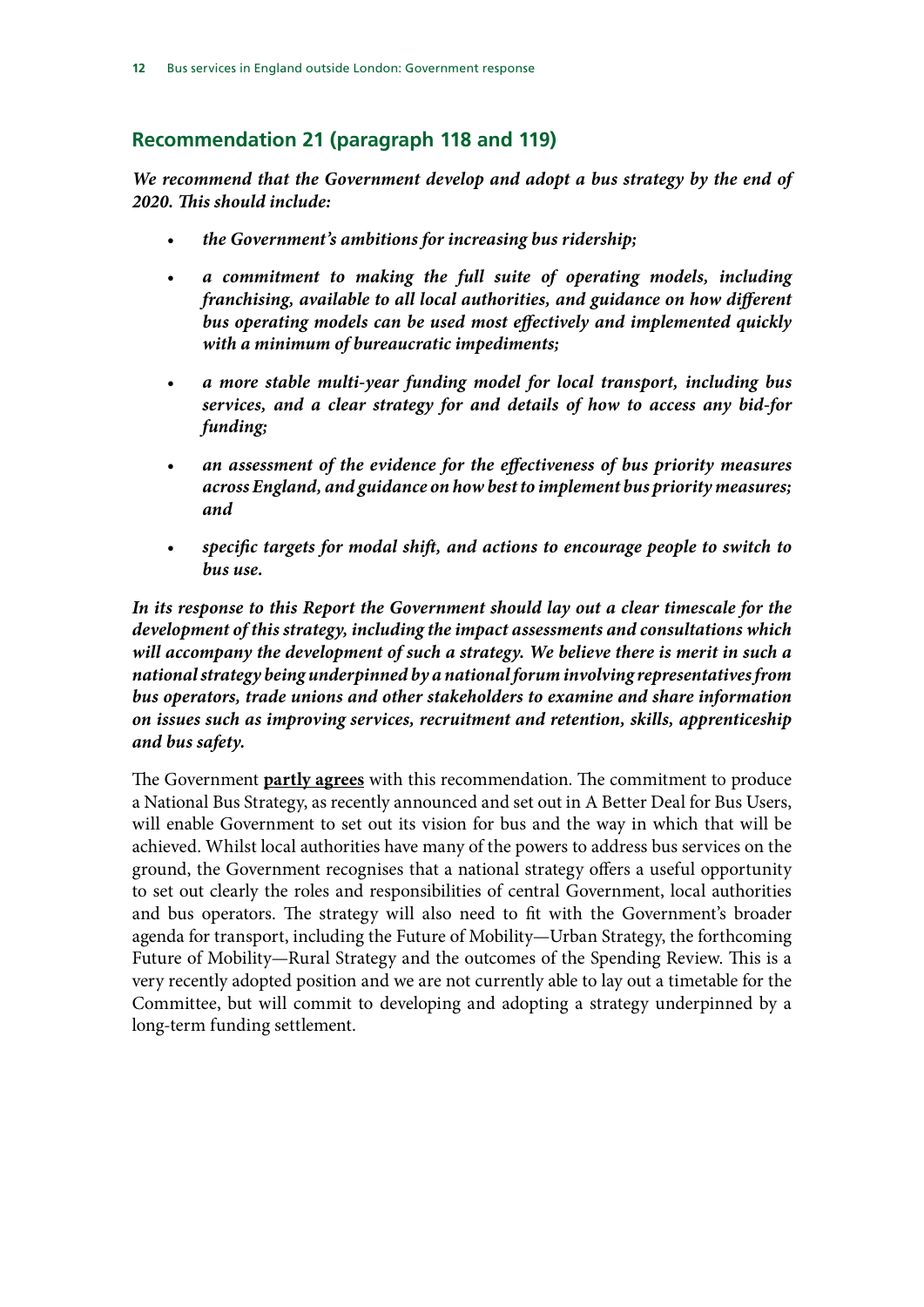## Recommendation 21 (paragraph 118 and 119)

***We recommend that the Government develop and adopt a bus strategy by the end of 2020. This should include:***

- ***the Government's ambitions for increasing bus ridership;***
- ***a commitment to making the full suite of operating models, including franchising, available to all local authorities, and guidance on how different bus operating models can be used most effectively and implemented quickly with a minimum of bureaucratic impediments;***
- ***a more stable multi-year funding model for local transport, including bus services, and a clear strategy for and details of how to access any bid-for funding;***
- ***an assessment of the evidence for the effectiveness of bus priority measures across England, and guidance on how best to implement bus priority measures; and***
- ***specific targets for modal shift, and actions to encourage people to switch to bus use.***

***In its response to this Report the Government should lay out a clear timescale for the development of this strategy, including the impact assessments and consultations which will accompany the development of such a strategy. We believe there is merit in such a national strategy being underpinned by a national forum involving representatives from bus operators, trade unions and other stakeholders to examine and share information on issues such as improving services, recruitment and retention, skills, apprenticeship and bus safety.***

The Government **partly agrees** with this recommendation. The commitment to produce a National Bus Strategy, as recently announced and set out in A Better Deal for Bus Users, will enable Government to set out its vision for bus and the way in which that will be achieved. Whilst local authorities have many of the powers to address bus services on the ground, the Government recognises that a national strategy offers a useful opportunity to set out clearly the roles and responsibilities of central Government, local authorities and bus operators. The strategy will also need to fit with the Government's broader agenda for transport, including the Future of Mobility—Urban Strategy, the forthcoming Future of Mobility—Rural Strategy and the outcomes of the Spending Review. This is a very recently adopted position and we are not currently able to lay out a timetable for the Committee, but will commit to developing and adopting a strategy underpinned by a long-term funding settlement.